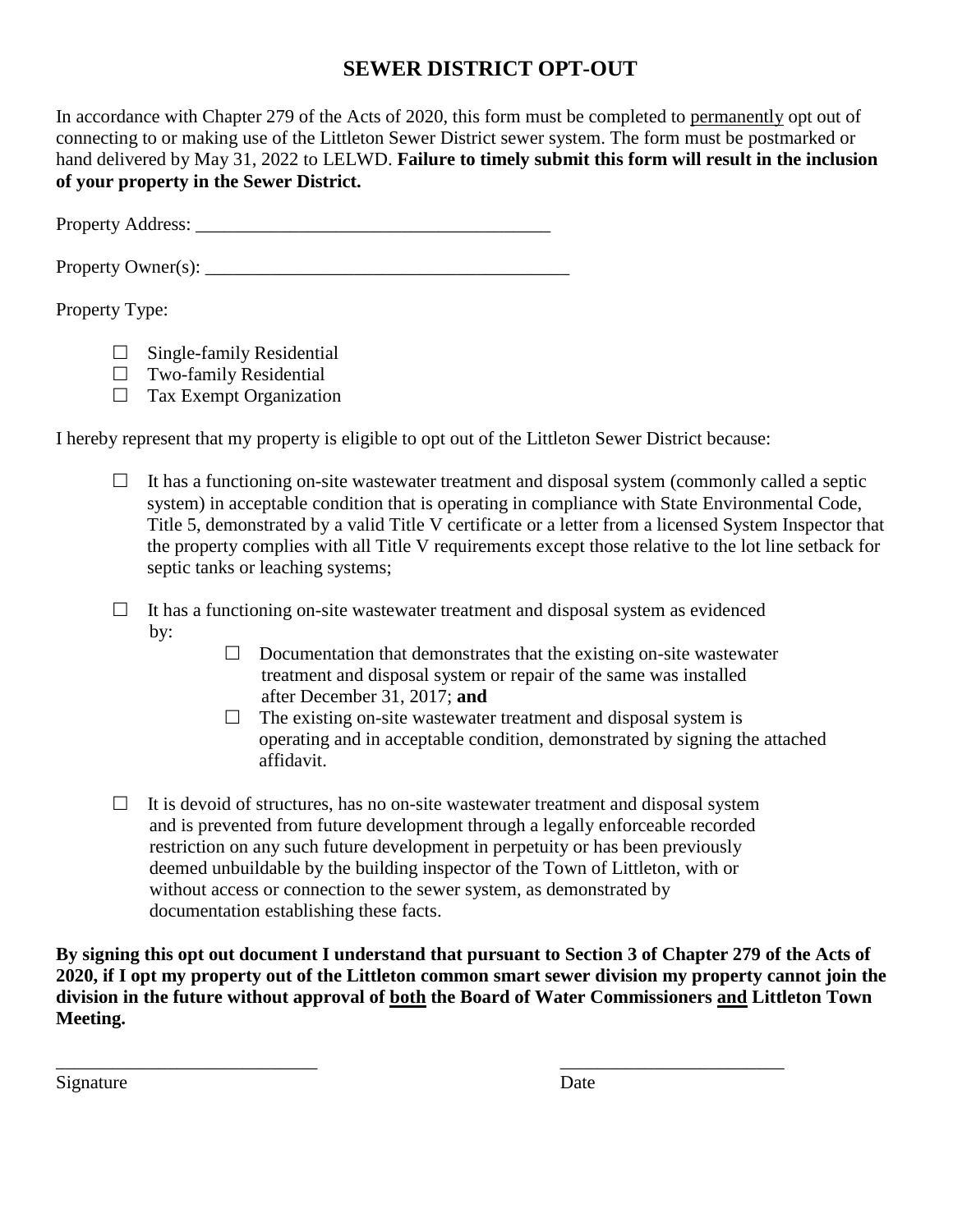# SEWER DISTRICT OPT-OUT

In accordance with Chapter 279 of the Acts of 2020, this form must be completed to <u>permanently</u> opt out of connecting to or making use of the Littleton Sewer District sewer system. The form must be postmarked or hand delivered by May 31, 2022 to LELWD. **Failure to timely submit this form will result in the inclusion of your property in the Sewer District.**

Property Address: ______________________________________

Property Owner(s): ______________________________________

Property Type:

- ☐ Single-family Residential
- ☐ Two-family Residential
- ☐ Tax Exempt Organization

I hereby represent that my property is eligible to opt out of the Littleton Sewer District because:

- ☐ It has a functioning on-site wastewater treatment and disposal system (commonly called a septic system) in acceptable condition that is operating in compliance with State Environmental Code, Title 5, demonstrated by a valid Title V certificate or a letter from a licensed System Inspector that the property complies with all Title V requirements except those relative to the lot line setback for septic tanks or leaching systems;

- ☐ It has a functioning on-site wastewater treatment and disposal system as evidenced by:
  - ☐ Documentation that demonstrates that the existing on-site wastewater treatment and disposal system or repair of the same was installed after December 31, 2017; **and**
  - ☐ The existing on-site wastewater treatment and disposal system is operating and in acceptable condition, demonstrated by signing the attached affidavit.

- ☐ It is devoid of structures, has no on-site wastewater treatment and disposal system and is prevented from future development through a legally enforceable recorded restriction on any such future development in perpetuity or has been previously deemed unbuildable by the building inspector of the Town of Littleton, with or without access or connection to the sewer system, as demonstrated by documentation establishing these facts.

**By signing this opt out document I understand that pursuant to Section 3 of Chapter 279 of the Acts of 2020, if I opt my property out of the Littleton common smart sewer division my property cannot join the division in the future without approval of <u>both</u> the Board of Water Commissioners <u>and</u> Littleton Town Meeting.**

____________________________ Signature

________________________ Date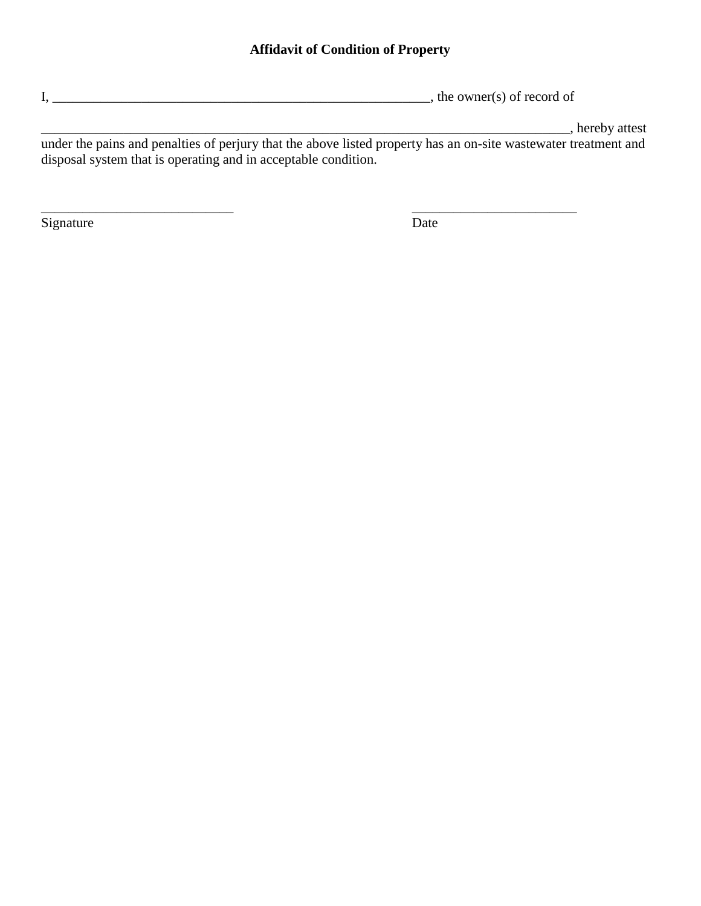**Affidavit of Condition of Property**

I, ________________________________________________________, the owner(s) of record of

______________________________________________________________________________, hereby attest under the pains and penalties of perjury that the above listed property has an on-site wastewater treatment and disposal system that is operating and in acceptable condition.

____________________________ Signature

________________________ Date